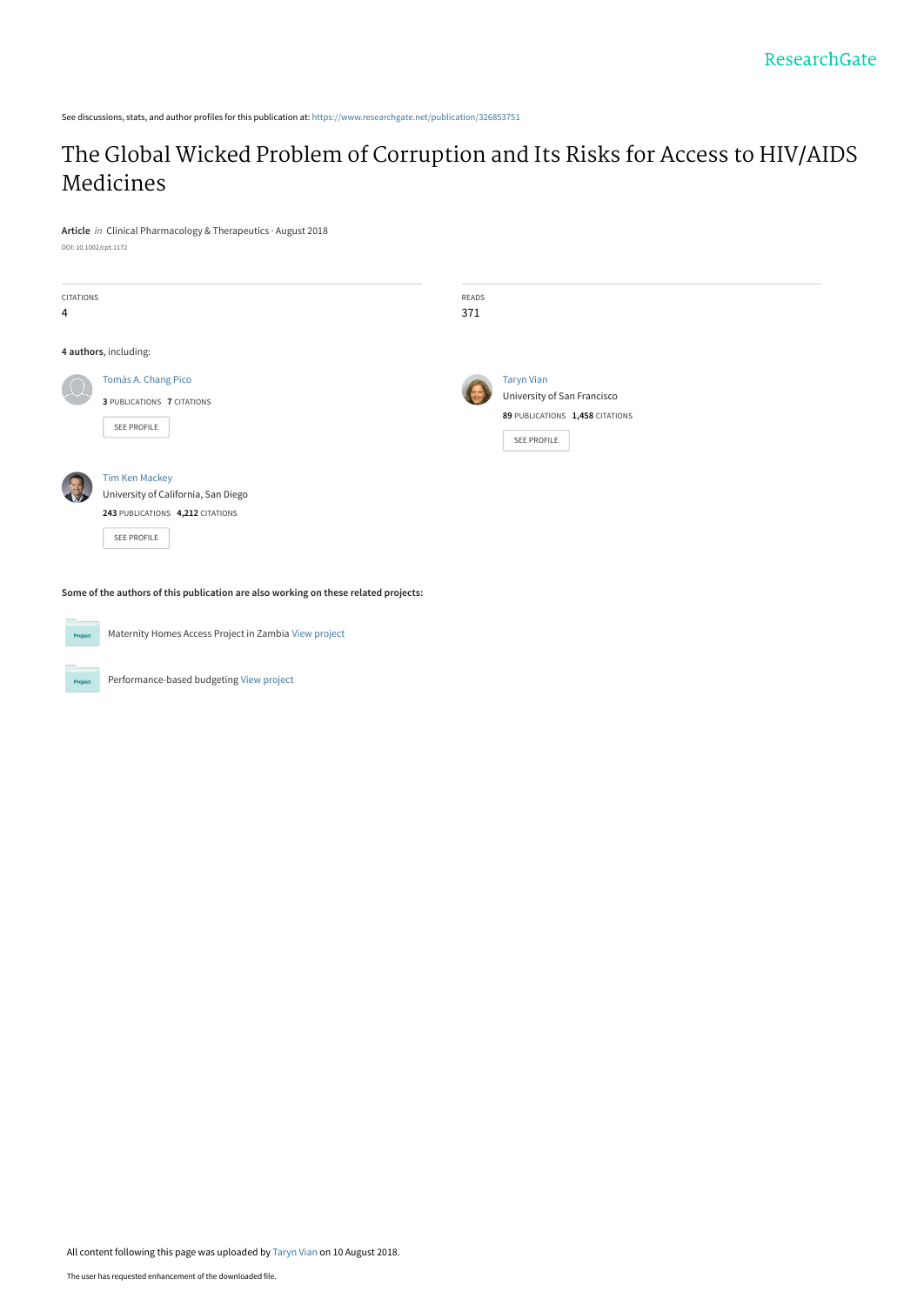See discussions, stats, and author profiles for this publication at: https://www.researchgate.net/publication/326853751

# The Global Wicked Problem of Corruption and Its Risks for Access to HIV/AIDS Medicines

**Article** *in* Clinical Pharmacology & Therapeutics · August 2018

DOI: 10.1002/cpt.1172

| CITATIONS | READS |
| --- | --- |
| 4 | 371 |

**4 authors**, including:

Tomás A. Chang Pico
**3** PUBLICATIONS **7** CITATIONS
SEE PROFILE

Taryn Vian
University of San Francisco
**89** PUBLICATIONS **1,458** CITATIONS
SEE PROFILE

Tim Ken Mackey
University of California, San Diego
**243** PUBLICATIONS **4,212** CITATIONS
SEE PROFILE

**Some of the authors of this publication are also working on these related projects:**

Maternity Homes Access Project in Zambia View project

Performance-based budgeting View project

All content following this page was uploaded by Taryn Vian on 10 August 2018.

The user has requested enhancement of the downloaded file.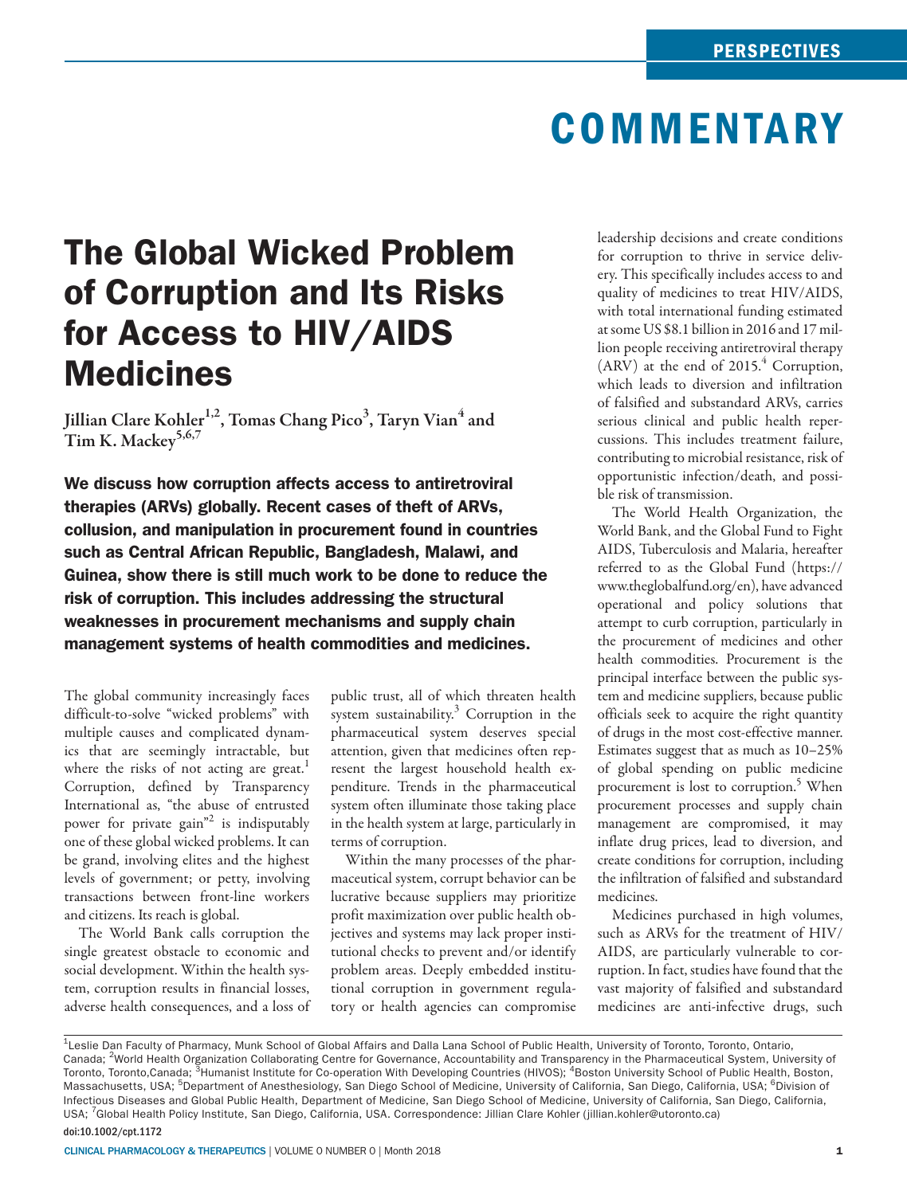PERSPECTIVES

# COMMENTARY

# The Global Wicked Problem of Corruption and Its Risks for Access to HIV/AIDS Medicines

**Jillian Clare Kohler[1,2], Tomas Chang Pico[3], Taryn Vian[4] and Tim K. Mackey[5,6,7]**

**We discuss how corruption affects access to antiretroviral therapies (ARVs) globally. Recent cases of theft of ARVs, collusion, and manipulation in procurement found in countries such as Central African Republic, Bangladesh, Malawi, and Guinea, show there is still much work to be done to reduce the risk of corruption. This includes addressing the structural weaknesses in procurement mechanisms and supply chain management systems of health commodities and medicines.**

The global community increasingly faces difficult-to-solve "wicked problems" with multiple causes and complicated dynamics that are seemingly intractable, but where the risks of not acting are great.[1] Corruption, defined by Transparency International as, "the abuse of entrusted power for private gain"[2] is indisputably one of these global wicked problems. It can be grand, involving elites and the highest levels of government; or petty, involving transactions between front-line workers and citizens. Its reach is global.

The World Bank calls corruption the single greatest obstacle to economic and social development. Within the health system, corruption results in financial losses, adverse health consequences, and a loss of public trust, all of which threaten health system sustainability.[3] Corruption in the pharmaceutical system deserves special attention, given that medicines often represent the largest household health expenditure. Trends in the pharmaceutical system often illuminate those taking place in the health system at large, particularly in terms of corruption.

Within the many processes of the pharmaceutical system, corrupt behavior can be lucrative because suppliers may prioritize profit maximization over public health objectives and systems may lack proper institutional checks to prevent and/or identify problem areas. Deeply embedded institutional corruption in government regulatory or health agencies can compromise leadership decisions and create conditions for corruption to thrive in service delivery. This specifically includes access to and quality of medicines to treat HIV/AIDS, with total international funding estimated at some US $8.1 billion in 2016 and 17 million people receiving antiretroviral therapy (ARV) at the end of 2015.[4] Corruption, which leads to diversion and infiltration of falsified and substandard ARVs, carries serious clinical and public health repercussions. This includes treatment failure, contributing to microbial resistance, risk of opportunistic infection/death, and possible risk of transmission.

The World Health Organization, the World Bank, and the Global Fund to Fight AIDS, Tuberculosis and Malaria, hereafter referred to as the Global Fund (https://www.theglobalfund.org/en), have advanced operational and policy solutions that attempt to curb corruption, particularly in the procurement of medicines and other health commodities. Procurement is the principal interface between the public system and medicine suppliers, because public officials seek to acquire the right quantity of drugs in the most cost-effective manner. Estimates suggest that as much as 10–25% of global spending on public medicine procurement is lost to corruption.[5] When procurement processes and supply chain management are compromised, it may inflate drug prices, lead to diversion, and create conditions for corruption, including the infiltration of falsified and substandard medicines.

Medicines purchased in high volumes, such as ARVs for the treatment of HIV/AIDS, are particularly vulnerable to corruption. In fact, studies have found that the vast majority of falsified and substandard medicines are anti-infective drugs, such

[1]Leslie Dan Faculty of Pharmacy, Munk School of Global Affairs and Dalla Lana School of Public Health, University of Toronto, Toronto, Ontario, Canada; [2]World Health Organization Collaborating Centre for Governance, Accountability and Transparency in the Pharmaceutical System, University of Toronto, Toronto,Canada; [3]Humanist Institute for Co-operation With Developing Countries (HIVOS); [4]Boston University School of Public Health, Boston, Massachusetts, USA; [5]Department of Anesthesiology, San Diego School of Medicine, University of California, San Diego, California, USA; [6]Division of Infectious Diseases and Global Public Health, Department of Medicine, San Diego School of Medicine, University of California, San Diego, California, USA; [7]Global Health Policy Institute, San Diego, California, USA. Correspondence: Jillian Clare Kohler (jillian.kohler@utoronto.ca)

doi:10.1002/cpt.1172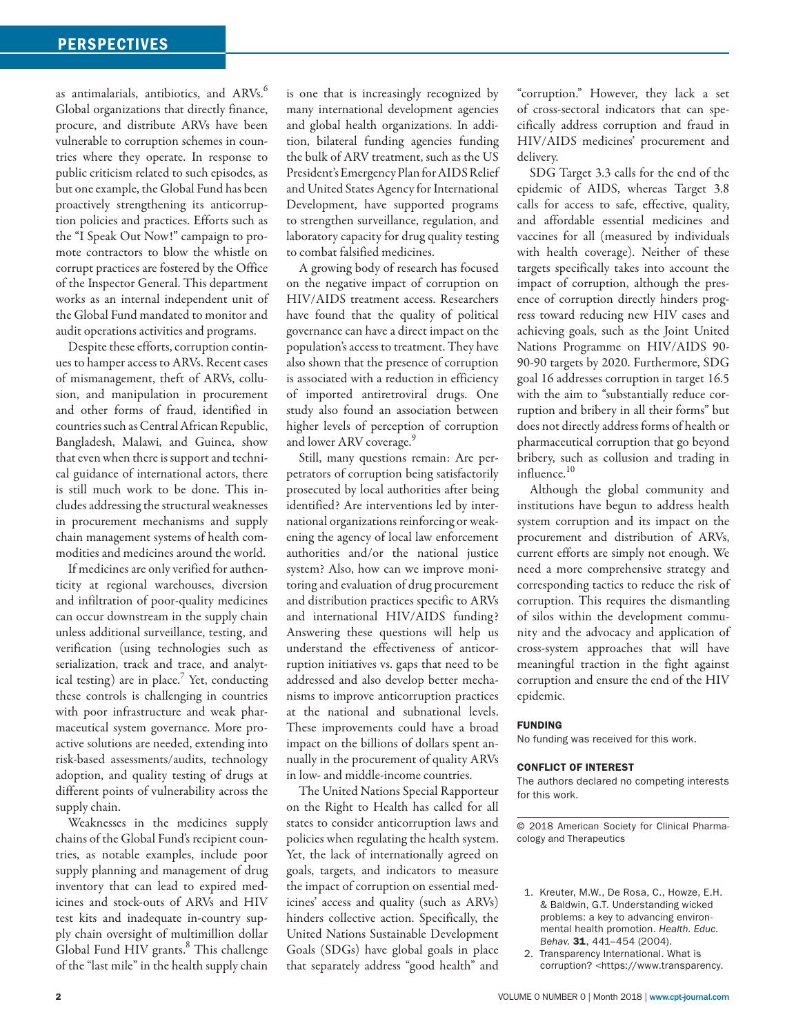as antimalarials, antibiotics, and ARVs.[6] Global organizations that directly finance, procure, and distribute ARVs have been vulnerable to corruption schemes in countries where they operate. In response to public criticism related to such episodes, as but one example, the Global Fund has been proactively strengthening its anticorruption policies and practices. Efforts such as the "I Speak Out Now!" campaign to promote contractors to blow the whistle on corrupt practices are fostered by the Office of the Inspector General. This department works as an internal independent unit of the Global Fund mandated to monitor and audit operations activities and programs.

Despite these efforts, corruption continues to hamper access to ARVs. Recent cases of mismanagement, theft of ARVs, collusion, and manipulation in procurement and other forms of fraud, identified in countries such as Central African Republic, Bangladesh, Malawi, and Guinea, show that even when there is support and technical guidance of international actors, there is still much work to be done. This includes addressing the structural weaknesses in procurement mechanisms and supply chain management systems of health commodities and medicines around the world.

If medicines are only verified for authenticity at regional warehouses, diversion and infiltration of poor-quality medicines can occur downstream in the supply chain unless additional surveillance, testing, and verification (using technologies such as serialization, track and trace, and analytical testing) are in place.[7] Yet, conducting these controls is challenging in countries with poor infrastructure and weak pharmaceutical system governance. More proactive solutions are needed, extending into risk-based assessments/audits, technology adoption, and quality testing of drugs at different points of vulnerability across the supply chain.

Weaknesses in the medicines supply chains of the Global Fund's recipient countries, as notable examples, include poor supply planning and management of drug inventory that can lead to expired medicines and stock-outs of ARVs and HIV test kits and inadequate in-country supply chain oversight of multimillion dollar Global Fund HIV grants.[8] This challenge of the "last mile" in the health supply chain is one that is increasingly recognized by many international development agencies and global health organizations. In addition, bilateral funding agencies funding the bulk of ARV treatment, such as the US President's Emergency Plan for AIDS Relief and United States Agency for International Development, have supported programs to strengthen surveillance, regulation, and laboratory capacity for drug quality testing to combat falsified medicines.

A growing body of research has focused on the negative impact of corruption on HIV/AIDS treatment access. Researchers have found that the quality of political governance can have a direct impact on the population's access to treatment. They have also shown that the presence of corruption is associated with a reduction in efficiency of imported antiretroviral drugs. One study also found an association between higher levels of perception of corruption and lower ARV coverage.[9]

Still, many questions remain: Are perpetrators of corruption being satisfactorily prosecuted by local authorities after being identified? Are interventions led by international organizations reinforcing or weakening the agency of local law enforcement authorities and/or the national justice system? Also, how can we improve monitoring and evaluation of drug procurement and distribution practices specific to ARVs and international HIV/AIDS funding? Answering these questions will help us understand the effectiveness of anticorruption initiatives vs. gaps that need to be addressed and also develop better mechanisms to improve anticorruption practices at the national and subnational levels. These improvements could have a broad impact on the billions of dollars spent annually in the procurement of quality ARVs in low- and middle-income countries.

The United Nations Special Rapporteur on the Right to Health has called for all states to consider anticorruption laws and policies when regulating the health system. Yet, the lack of internationally agreed on goals, targets, and indicators to measure the impact of corruption on essential medicines' access and quality (such as ARVs) hinders collective action. Specifically, the United Nations Sustainable Development Goals (SDGs) have global goals in place that separately address "good health" and "corruption." However, they lack a set of cross-sectoral indicators that can specifically address corruption and fraud in HIV/AIDS medicines' procurement and delivery.

SDG Target 3.3 calls for the end of the epidemic of AIDS, whereas Target 3.8 calls for access to safe, effective, quality, and affordable essential medicines and vaccines for all (measured by individuals with health coverage). Neither of these targets specifically takes into account the impact of corruption, although the presence of corruption directly hinders progress toward reducing new HIV cases and achieving goals, such as the Joint United Nations Programme on HIV/AIDS 90-90-90 targets by 2020. Furthermore, SDG goal 16 addresses corruption in target 16.5 with the aim to "substantially reduce corruption and bribery in all their forms" but does not directly address forms of health or pharmaceutical corruption that go beyond bribery, such as collusion and trading in influence.[10]

Although the global community and institutions have begun to address health system corruption and its impact on the procurement and distribution of ARVs, current efforts are simply not enough. We need a more comprehensive strategy and corresponding tactics to reduce the risk of corruption. This requires the dismantling of silos within the development community and the advocacy and application of cross-system approaches that will have meaningful traction in the fight against corruption and ensure the end of the HIV epidemic.

#### FUNDING

No funding was received for this work.

#### CONFLICT OF INTEREST

The authors declared no competing interests for this work.

© 2018 American Society for Clinical Pharmacology and Therapeutics

1. Kreuter, M.W., De Rosa, C., Howze, E.H. & Baldwin, G.T. Understanding wicked problems: a key to advancing environmental health promotion. *Health. Educ. Behav.* **31**, 441–454 (2004).
2. Transparency International. What is corruption? <https://www.transparency.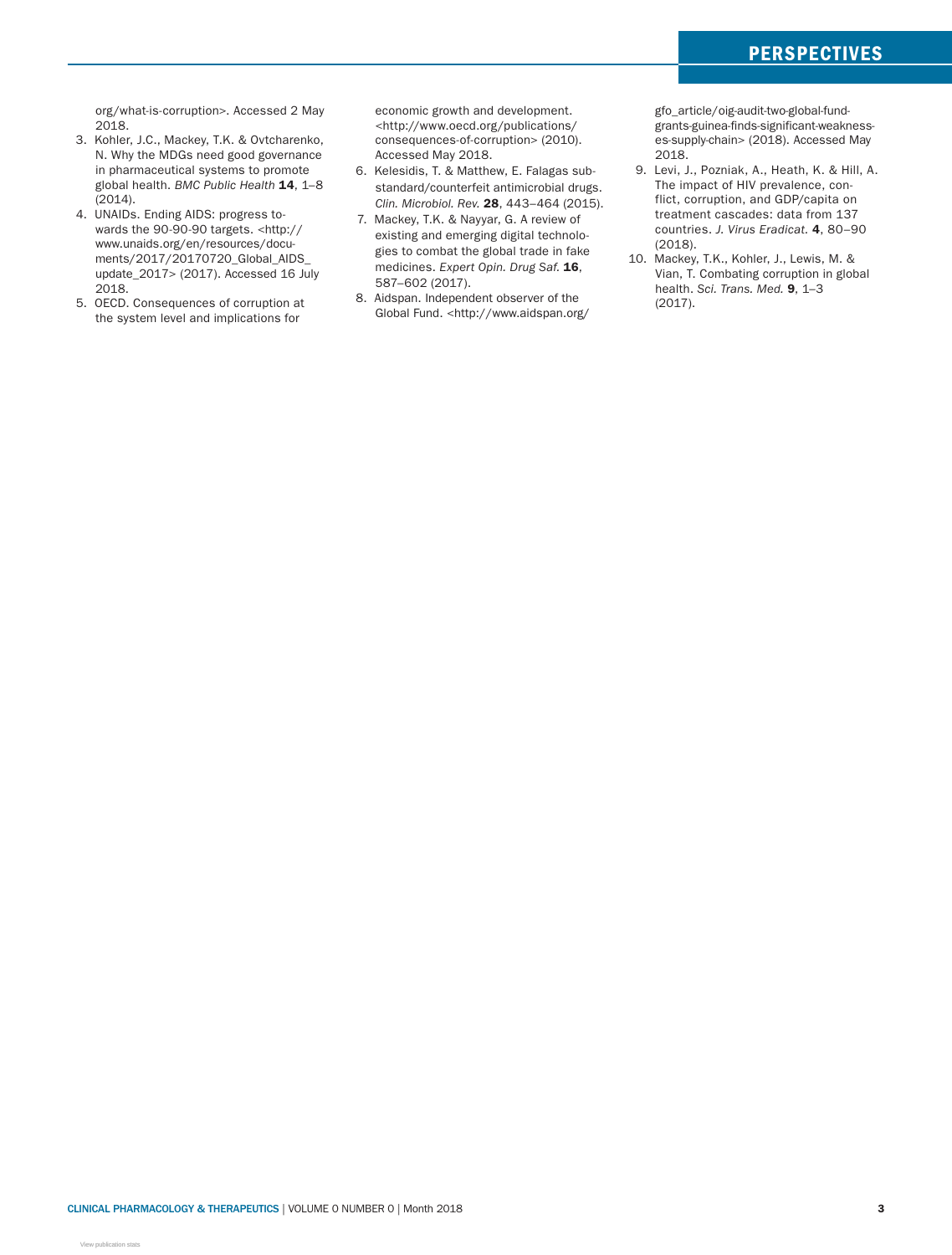org/what-is-corruption>. Accessed 2 May 2018.

3. Kohler, J.C., Mackey, T.K. & Ovtcharenko, N. Why the MDGs need good governance in pharmaceutical systems to promote global health. *BMC Public Health* **14**, 1–8 (2014).
4. UNAIDs. Ending AIDS: progress towards the 90-90-90 targets. <http://www.unaids.org/en/resources/documents/2017/20170720_Global_AIDS_update_2017> (2017). Accessed 16 July 2018.
5. OECD. Consequences of corruption at the system level and implications for economic growth and development. <http://www.oecd.org/publications/consequences-of-corruption> (2010). Accessed May 2018.
6. Kelesidis, T. & Matthew, E. Falagas substandard/counterfeit antimicrobial drugs. *Clin. Microbiol. Rev.* **28**, 443–464 (2015).
7. Mackey, T.K. & Nayyar, G. A review of existing and emerging digital technologies to combat the global trade in fake medicines. *Expert Opin. Drug Saf.* **16**, 587–602 (2017).
8. Aidspan. Independent observer of the Global Fund. <http://www.aidspan.org/gfo_article/oig-audit-two-global-fund-grants-guinea-finds-significant-weaknesses-supply-chain> (2018). Accessed May 2018.
9. Levi, J., Pozniak, A., Heath, K. & Hill, A. The impact of HIV prevalence, conflict, corruption, and GDP/capita on treatment cascades: data from 137 countries. *J. Virus Eradicat.* **4**, 80–90 (2018).
10. Mackey, T.K., Kohler, J., Lewis, M. & Vian, T. Combating corruption in global health. *Sci. Trans. Med.* **9**, 1–3 (2017).